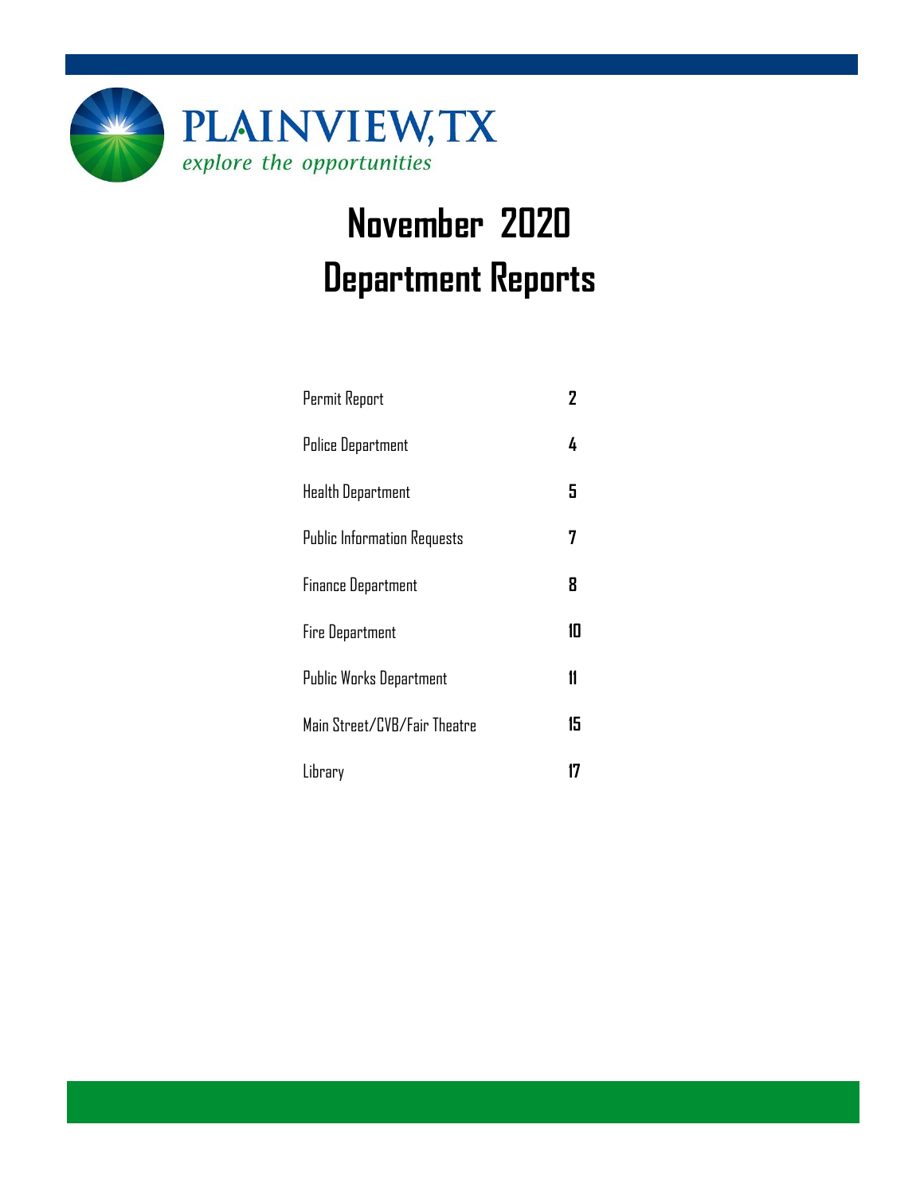PLAINVIEW, TX

*explore the opportunities*

# November 2020
# Department Reports

| | |
|---|---|
| Permit Report | 2 |
| Police Department | 4 |
| Health Department | 5 |
| Public Information Requests | 7 |
| Finance Department | 8 |
| Fire Department | 10 |
| Public Works Department | 11 |
| Main Street/CVB/Fair Theatre | 15 |
| Library | 17 |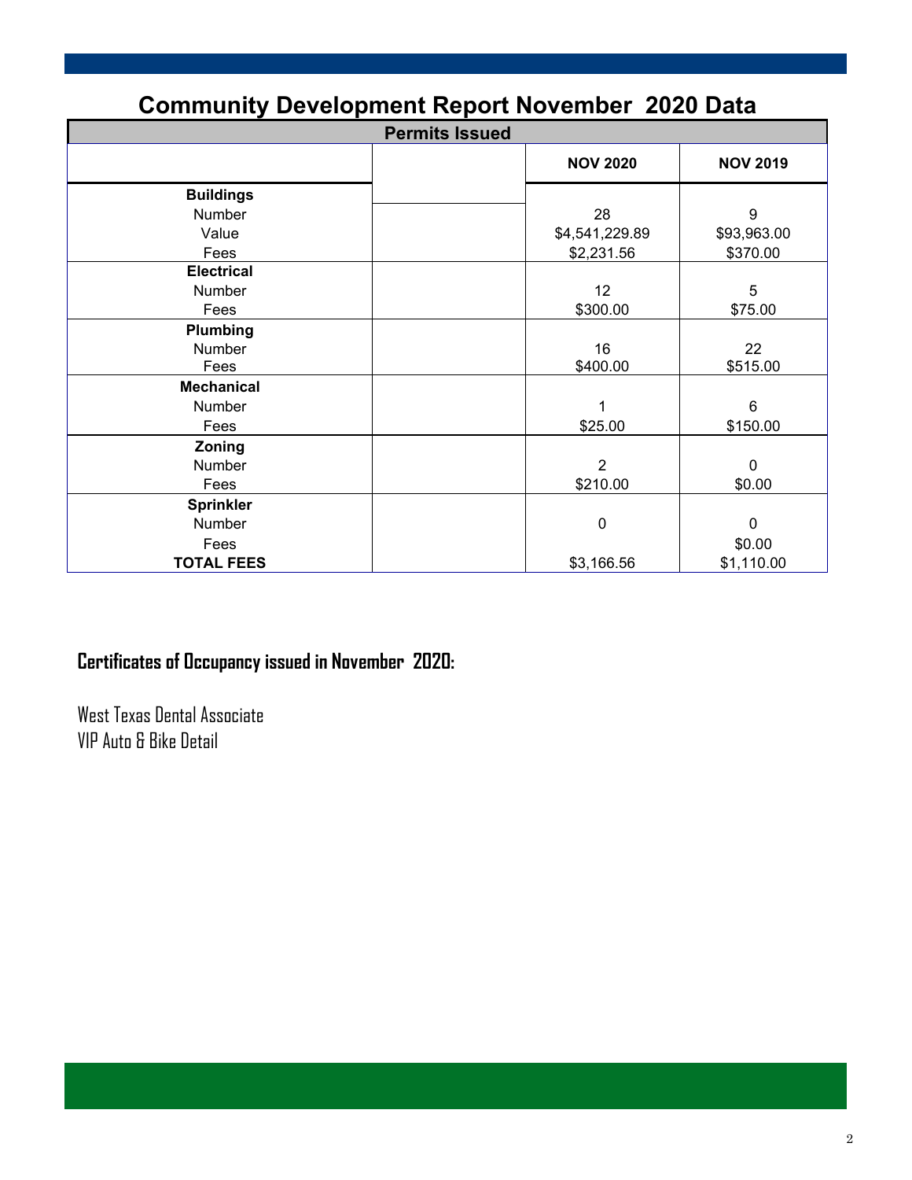# Community Development Report November 2020 Data

| Permits Issued | | NOV 2020 | NOV 2019 |
|---|---|---|---|
| **Buildings** | | | |
| Number | | 28 | 9 |
| Value | | $4,541,229.89 | $93,963.00 |
| Fees | | $2,231.56 | $370.00 |
| **Electrical** | | | |
| Number | | 12 | 5 |
| Fees | | $300.00 | $75.00 |
| **Plumbing** | | | |
| Number | | 16 | 22 |
| Fees | | $400.00 | $515.00 |
| **Mechanical** | | | |
| Number | | 1 | 6 |
| Fees | | $25.00 | $150.00 |
| **Zoning** | | | |
| Number | | 2 | 0 |
| Fees | | $210.00 | $0.00 |
| **Sprinkler** | | | |
| Number | | 0 | 0 |
| Fees | | | $0.00 |
| **TOTAL FEES** | | $3,166.56 | $1,110.00 |

**Certificates of Occupancy issued in November 2020:**

West Texas Dental Associate
VIP Auto & Bike Detail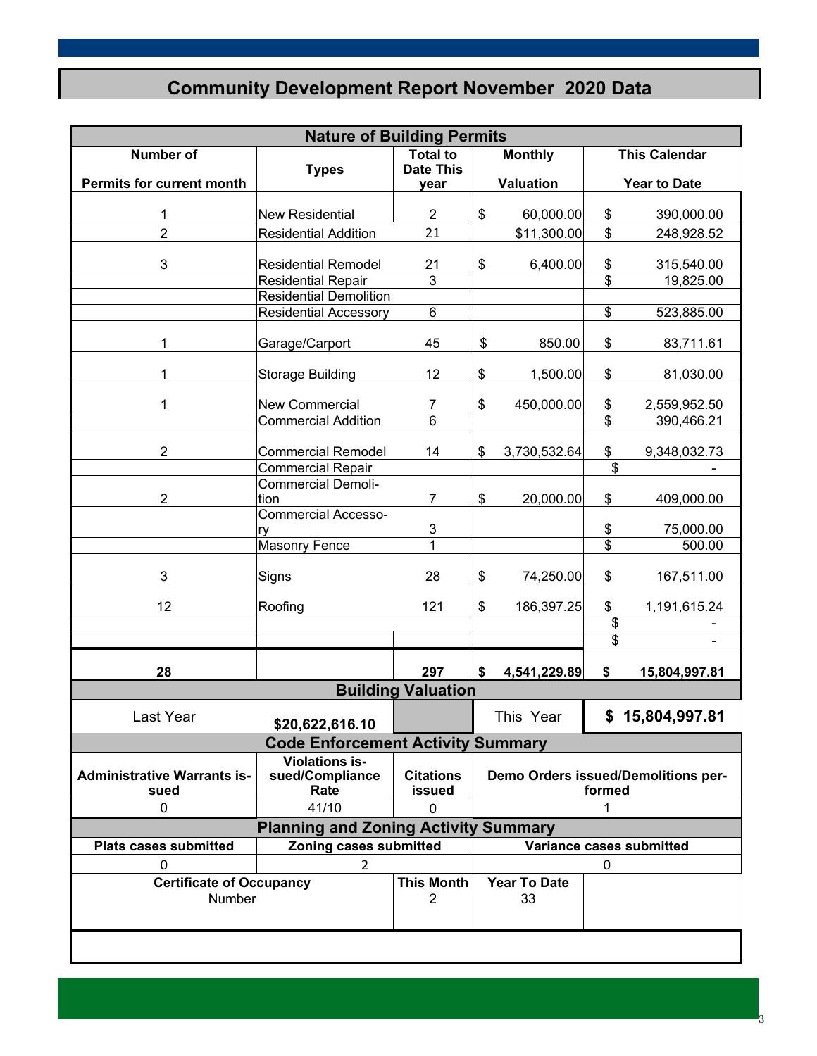# Community Development Report November 2020 Data

## Nature of Building Permits

| Number of Permits for current month | Types | Total to Date This year | Monthly Valuation | This Calendar Year to Date |
|---|---|---|---|---|
| 1 | New Residential | 2 | $ 60,000.00 | $ 390,000.00 |
| 2 | Residential Addition | 21 | $11,300.00 | $ 248,928.52 |
| 3 | Residential Remodel | 21 | $ 6,400.00 | $ 315,540.00 |
| | Residential Repair | 3 | | $ 19,825.00 |
| | Residential Demolition | | | |
| | Residential Accessory | 6 | | $ 523,885.00 |
| 1 | Garage/Carport | 45 | $ 850.00 | $ 83,711.61 |
| 1 | Storage Building | 12 | $ 1,500.00 | $ 81,030.00 |
| 1 | New Commercial | 7 | $ 450,000.00 | $ 2,559,952.50 |
| | Commercial Addition | 6 | | $ 390,466.21 |
| 2 | Commercial Remodel | 14 | $ 3,730,532.64 | $ 9,348,032.73 |
| | Commercial Repair | | | $ - |
| 2 | Commercial Demolition | 7 | $ 20,000.00 | $ 409,000.00 |
| | Commercial Accessory | 3 | | $ 75,000.00 |
| | Masonry Fence | 1 | | $ 500.00 |
| 3 | Signs | 28 | $ 74,250.00 | $ 167,511.00 |
| 12 | Roofing | 121 | $ 186,397.25 | $ 1,191,615.24 |
| | | | | $ - |
| | | | | $ - |
| **28** | | **297** | **$ 4,541,229.89** | **$ 15,804,997.81** |

## Building Valuation

| Last Year | $20,622,616.10 | | This Year | $ 15,804,997.81 |
|---|---|---|---|---|

## Code Enforcement Activity Summary

| Administrative Warrants issued | Violations issued/Compliance Rate | Citations issued | Demo Orders issued/Demolitions performed |
|---|---|---|---|
| 0 | 41/10 | 0 | 1 |

## Planning and Zoning Activity Summary

| Plats cases submitted | Zoning cases submitted | Variance cases submitted |
|---|---|---|
| 0 | 2 | 0 |

| Certificate of Occupancy | This Month | Year To Date |
|---|---|---|
| Number | 2 | 33 |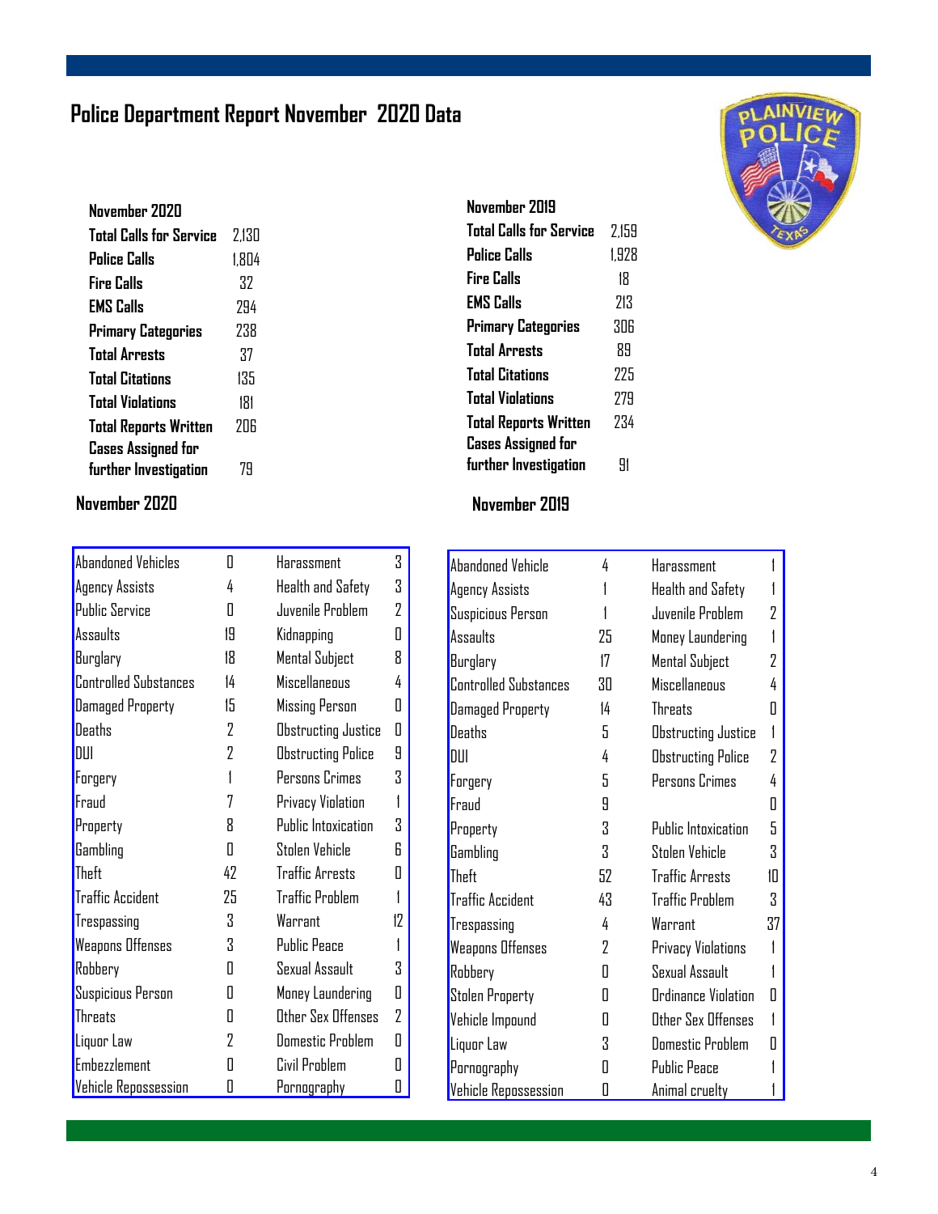# Police Department Report November 2020 Data

| November 2020 | |
|---|---|
| Total Calls for Service | 2,130 |
| Police Calls | 1,804 |
| Fire Calls | 32 |
| EMS Calls | 294 |
| Primary Categories | 238 |
| Total Arrests | 37 |
| Total Citations | 135 |
| Total Violations | 181 |
| Total Reports Written | 206 |
| Cases Assigned for further Investigation | 79 |

| November 2019 | |
|---|---|
| Total Calls for Service | 2,159 |
| Police Calls | 1,928 |
| Fire Calls | 18 |
| EMS Calls | 213 |
| Primary Categories | 306 |
| Total Arrests | 89 |
| Total Citations | 225 |
| Total Violations | 279 |
| Total Reports Written | 234 |
| Cases Assigned for further Investigation | 91 |

## November 2020

| | | | |
|---|---|---|---|
| Abandoned Vehicles | 0 | Harassment | 3 |
| Agency Assists | 4 | Health and Safety | 3 |
| Public Service | 0 | Juvenile Problem | 2 |
| Assaults | 19 | Kidnapping | 0 |
| Burglary | 18 | Mental Subject | 8 |
| Controlled Substances | 14 | Miscellaneous | 4 |
| Damaged Property | 15 | Missing Person | 0 |
| Deaths | 2 | Obstructing Justice | 0 |
| DUI | 2 | Obstructing Police | 9 |
| Forgery | 1 | Persons Crimes | 3 |
| Fraud | 7 | Privacy Violation | 1 |
| Property | 8 | Public Intoxication | 3 |
| Gambling | 0 | Stolen Vehicle | 6 |
| Theft | 42 | Traffic Arrests | 0 |
| Traffic Accident | 25 | Traffic Problem | 1 |
| Trespassing | 3 | Warrant | 12 |
| Weapons Offenses | 3 | Public Peace | 1 |
| Robbery | 0 | Sexual Assault | 3 |
| Suspicious Person | 0 | Money Laundering | 0 |
| Threats | 0 | Other Sex Offenses | 2 |
| Liquor Law | 2 | Domestic Problem | 0 |
| Embezzlement | 0 | Civil Problem | 0 |
| Vehicle Repossession | 0 | Pornography | 0 |

## November 2019

| | | | |
|---|---|---|---|
| Abandoned Vehicle | 4 | Harassment | 1 |
| Agency Assists | 1 | Health and Safety | 1 |
| Suspicious Person | 1 | Juvenile Problem | 2 |
| Assaults | 25 | Money Laundering | 1 |
| Burglary | 17 | Mental Subject | 2 |
| Controlled Substances | 30 | Miscellaneous | 4 |
| Damaged Property | 14 | Threats | 0 |
| Deaths | 5 | Obstructing Justice | 1 |
| DUI | 4 | Obstructing Police | 2 |
| Forgery | 5 | Persons Crimes | 4 |
| Fraud | 9 | | 0 |
| Property | 3 | Public Intoxication | 5 |
| Gambling | 3 | Stolen Vehicle | 3 |
| Theft | 52 | Traffic Arrests | 10 |
| Traffic Accident | 43 | Traffic Problem | 3 |
| Trespassing | 4 | Warrant | 37 |
| Weapons Offenses | 2 | Privacy Violations | 1 |
| Robbery | 0 | Sexual Assault | 1 |
| Stolen Property | 0 | Ordinance Violation | 0 |
| Vehicle Impound | 0 | Other Sex Offenses | 1 |
| Liquor Law | 3 | Domestic Problem | 0 |
| Pornography | 0 | Public Peace | 1 |
| Vehicle Repossession | 0 | Animal cruelty | 1 |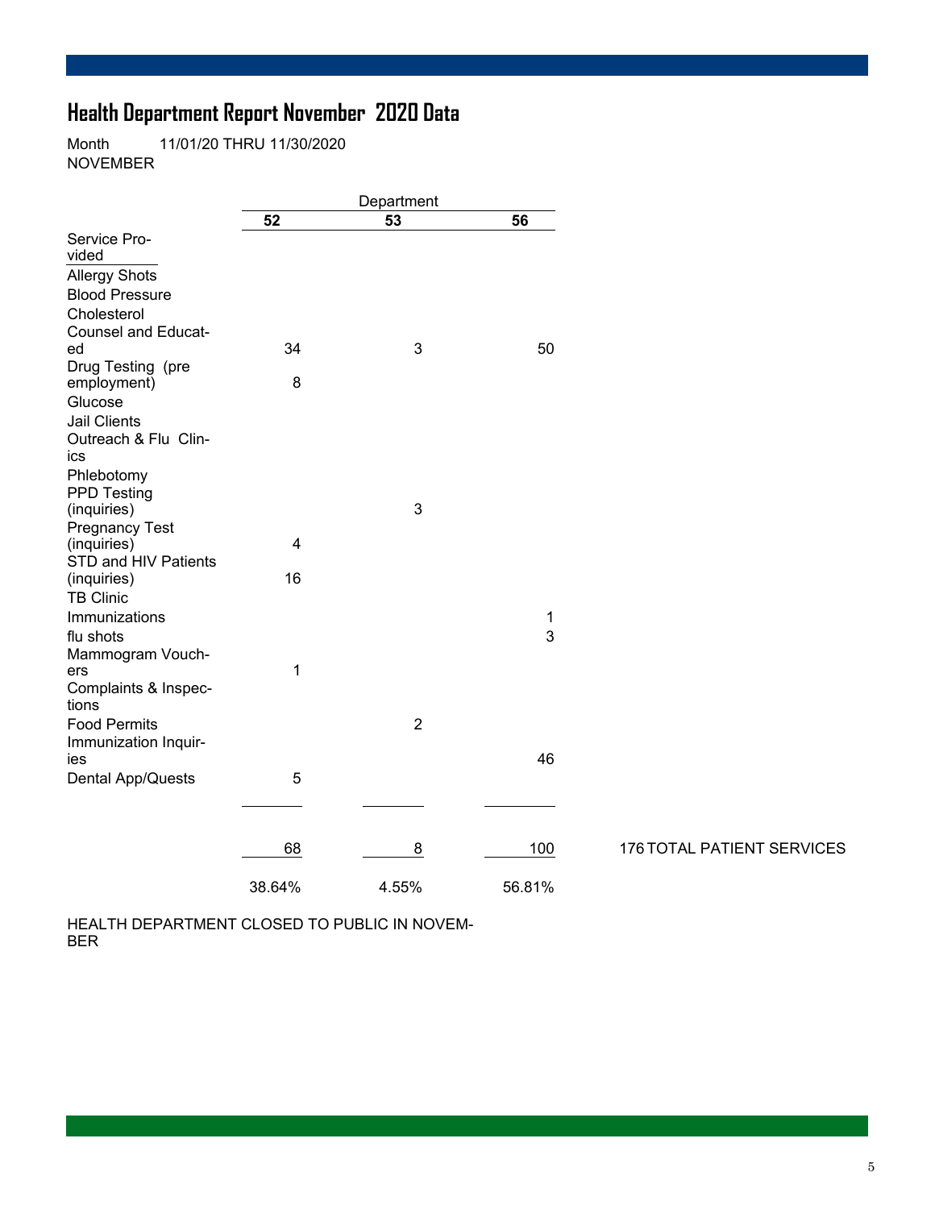# Health Department Report November 2020 Data

Month 11/01/20 THRU 11/30/2020
NOVEMBER

| Service Provided | Department 52 | 53 | 56 |
|---|---|---|---|
| Allergy Shots | | | |
| Blood Pressure | | | |
| Cholesterol | | | |
| Counsel and Educated | 34 | 3 | 50 |
| Drug Testing (pre employment) | 8 | | |
| Glucose | | | |
| Jail Clients | | | |
| Outreach & Flu Clinics | | | |
| Phlebotomy | | | |
| PPD Testing (inquiries) | | 3 | |
| Pregnancy Test (inquiries) | 4 | | |
| STD and HIV Patients (inquiries) | 16 | | |
| TB Clinic | | | |
| Immunizations | | | 1 |
| flu shots | | | 3 |
| Mammogram Vouchers | 1 | | |
| Complaints & Inspections | | | |
| Food Permits | | 2 | |
| Immunization Inquiries | | | 46 |
| Dental App/Quests | 5 | | |
| | 68 | 8 | 100 |
| | 38.64% | 4.55% | 56.81% |

176 TOTAL PATIENT SERVICES

HEALTH DEPARTMENT CLOSED TO PUBLIC IN NOVEMBER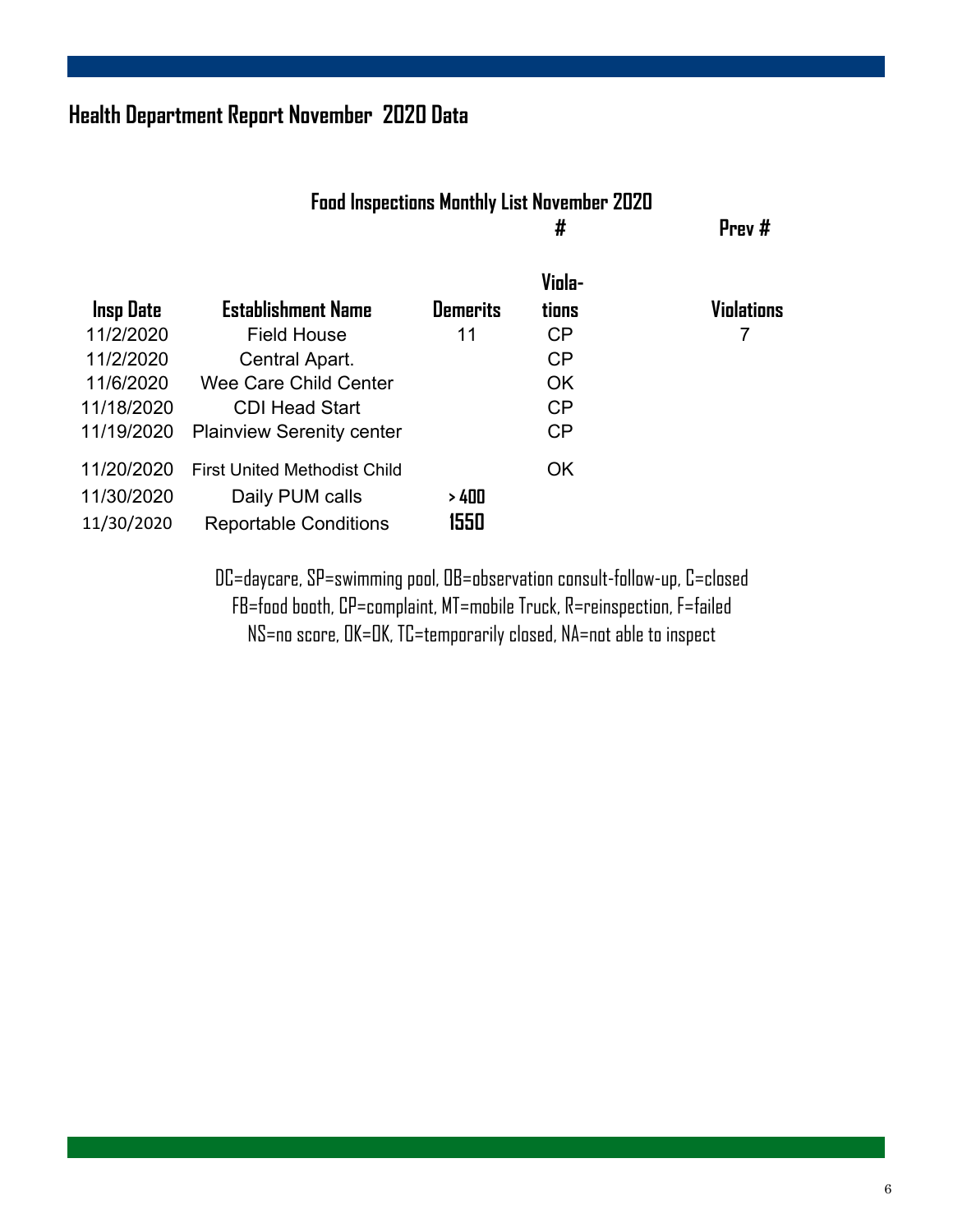## Health Department Report November 2020 Data

### Food Inspections Monthly List November 2020

| Insp Date | Establishment Name | Demerits | # Viola-tions | Prev # Violations |
|---|---|---|---|---|
| 11/2/2020 | Field House | 11 | CP | 7 |
| 11/2/2020 | Central Apart. | | CP | |
| 11/6/2020 | Wee Care Child Center | | OK | |
| 11/18/2020 | CDI Head Start | | CP | |
| 11/19/2020 | Plainview Serenity center | | CP | |
| 11/20/2020 | First United Methodist Child | | OK | |
| 11/30/2020 | Daily PUM calls | > 400 | | |
| 11/30/2020 | Reportable Conditions | 1550 | | |

DC=daycare, SP=swimming pool, OB=observation consult-follow-up, C=closed
FB=food booth, CP=complaint, MT=mobile Truck, R=reinspection, F=failed
NS=no score, OK=OK, TC=temporarily closed, NA=not able to inspect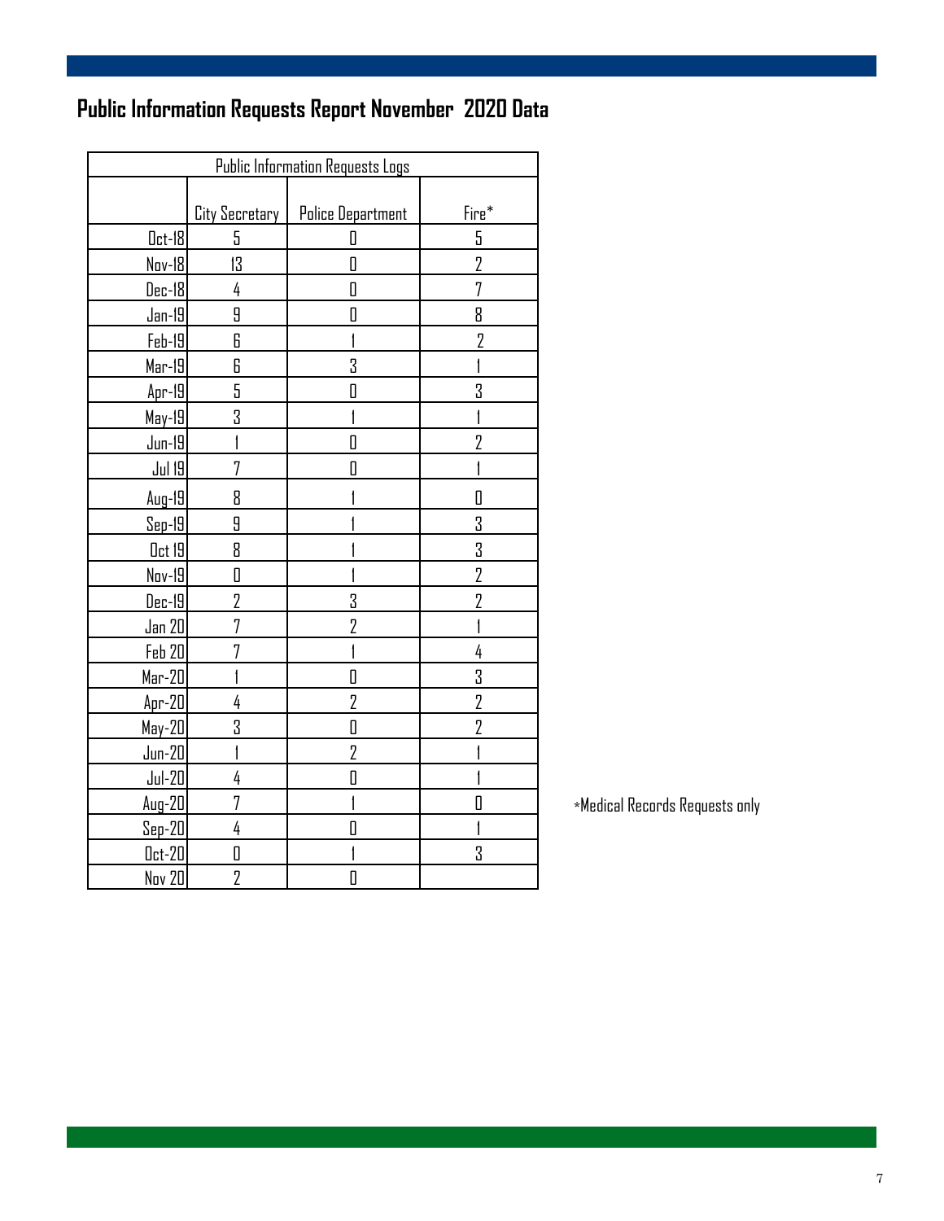# Public Information Requests Report November 2020 Data

| Public Information Requests Logs | | | |
|---|---|---|---|
| | City Secretary | Police Department | Fire* |
| Oct-18 | 5 | 0 | 5 |
| Nov-18 | 13 | 0 | 2 |
| Dec-18 | 4 | 0 | 7 |
| Jan-19 | 9 | 0 | 8 |
| Feb-19 | 6 | 1 | 2 |
| Mar-19 | 6 | 3 | 1 |
| Apr-19 | 5 | 0 | 3 |
| May-19 | 3 | 1 | 1 |
| Jun-19 | 1 | 0 | 2 |
| Jul 19 | 7 | 0 | 1 |
| Aug-19 | 8 | 1 | 0 |
| Sep-19 | 9 | 1 | 3 |
| Oct 19 | 8 | 1 | 3 |
| Nov-19 | 0 | 1 | 2 |
| Dec-19 | 2 | 3 | 2 |
| Jan 20 | 7 | 2 | 1 |
| Feb 20 | 7 | 1 | 4 |
| Mar-20 | 1 | 0 | 3 |
| Apr-20 | 4 | 2 | 2 |
| May-20 | 3 | 0 | 2 |
| Jun-20 | 1 | 2 | 1 |
| Jul-20 | 4 | 0 | 1 |
| Aug-20 | 7 | 1 | 0 |
| Sep-20 | 4 | 0 | 1 |
| Oct-20 | 0 | 1 | 3 |
| Nov 20 | 2 | 0 | |

*Medical Records Requests only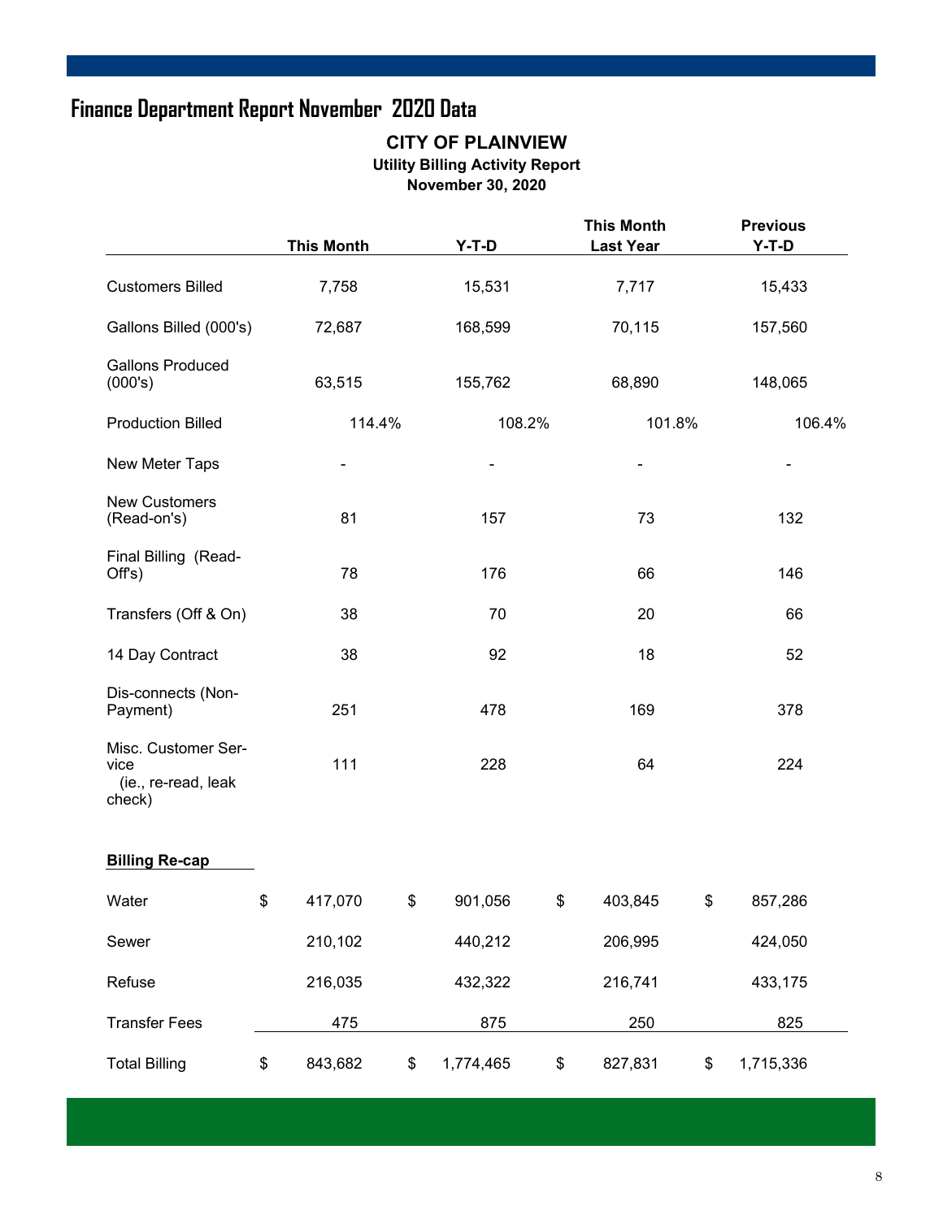# Finance Department Report November 2020 Data

## CITY OF PLAINVIEW

### Utility Billing Activity Report

### November 30, 2020

| | This Month | Y-T-D | This Month Last Year | Previous Y-T-D |
|---|---|---|---|---|
| Customers Billed | 7,758 | 15,531 | 7,717 | 15,433 |
| Gallons Billed (000's) | 72,687 | 168,599 | 70,115 | 157,560 |
| Gallons Produced (000's) | 63,515 | 155,762 | 68,890 | 148,065 |
| Production Billed | 114.4% | 108.2% | 101.8% | 106.4% |
| New Meter Taps | - | - | - | - |
| New Customers (Read-on's) | 81 | 157 | 73 | 132 |
| Final Billing (Read-Off's) | 78 | 176 | 66 | 146 |
| Transfers (Off & On) | 38 | 70 | 20 | 66 |
| 14 Day Contract | 38 | 92 | 18 | 52 |
| Dis-connects (Non-Payment) | 251 | 478 | 169 | 378 |
| Misc. Customer Service (ie., re-read, leak check) | 111 | 228 | 64 | 224 |
| **Billing Re-cap** | | | | |
| Water | $ 417,070 | $ 901,056 | $ 403,845 | $ 857,286 |
| Sewer | 210,102 | 440,212 | 206,995 | 424,050 |
| Refuse | 216,035 | 432,322 | 216,741 | 433,175 |
| Transfer Fees | 475 | 875 | 250 | 825 |
| Total Billing | $ 843,682 | $ 1,774,465 | $ 827,831 | $ 1,715,336 |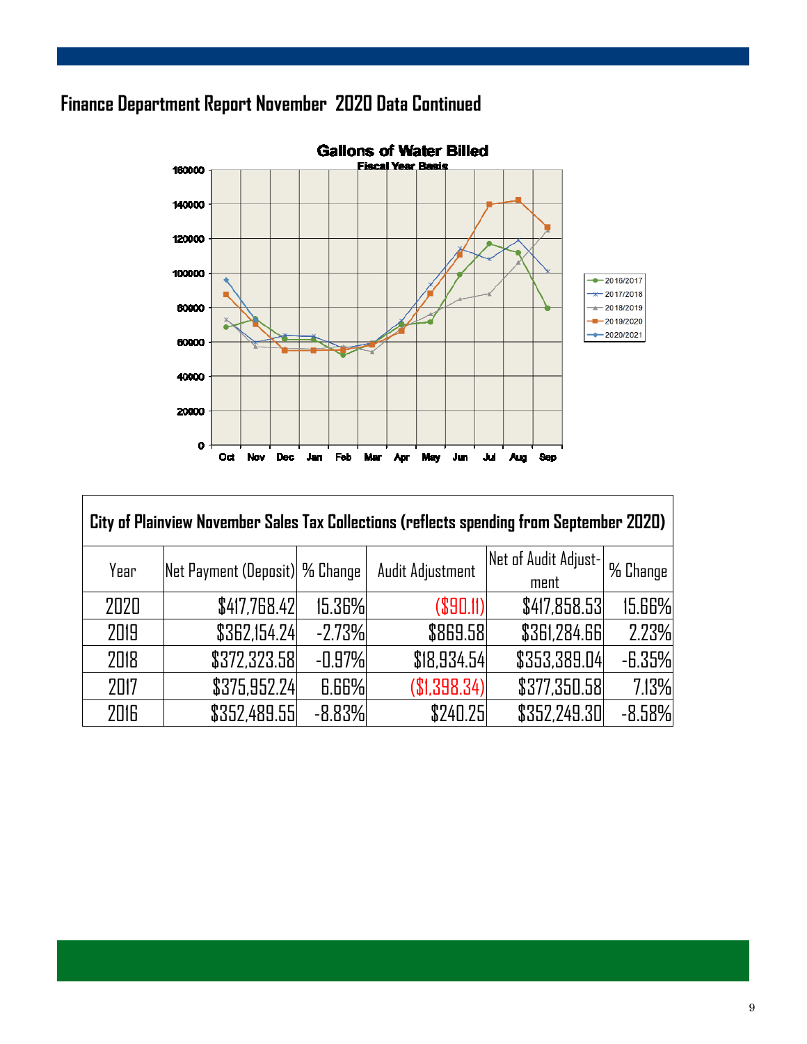## Finance Department Report November 2020 Data Continued

**Gallons of Water Billed**
Fiscal Year Basis

| City of Plainview November Sales Tax Collections (reflects spending from September 2020) | | | | | |
|---|---|---|---|---|---|
| Year | Net Payment (Deposit) | % Change | Audit Adjustment | Net of Audit Adjustment | % Change |
| 2020 | $417,768.42 | 15.36% | ($90.11) | $417,858.53 | 15.66% |
| 2019 | $362,154.24 | -2.73% | $869.58 | $361,284.66 | 2.23% |
| 2018 | $372,323.58 | -0.97% | $18,934.54 | $353,389.04 | -6.35% |
| 2017 | $375,952.24 | 6.66% | ($1,398.34) | $377,350.58 | 7.13% |
| 2016 | $352,489.55 | -8.83% | $240.25 | $352,249.30 | -8.58% |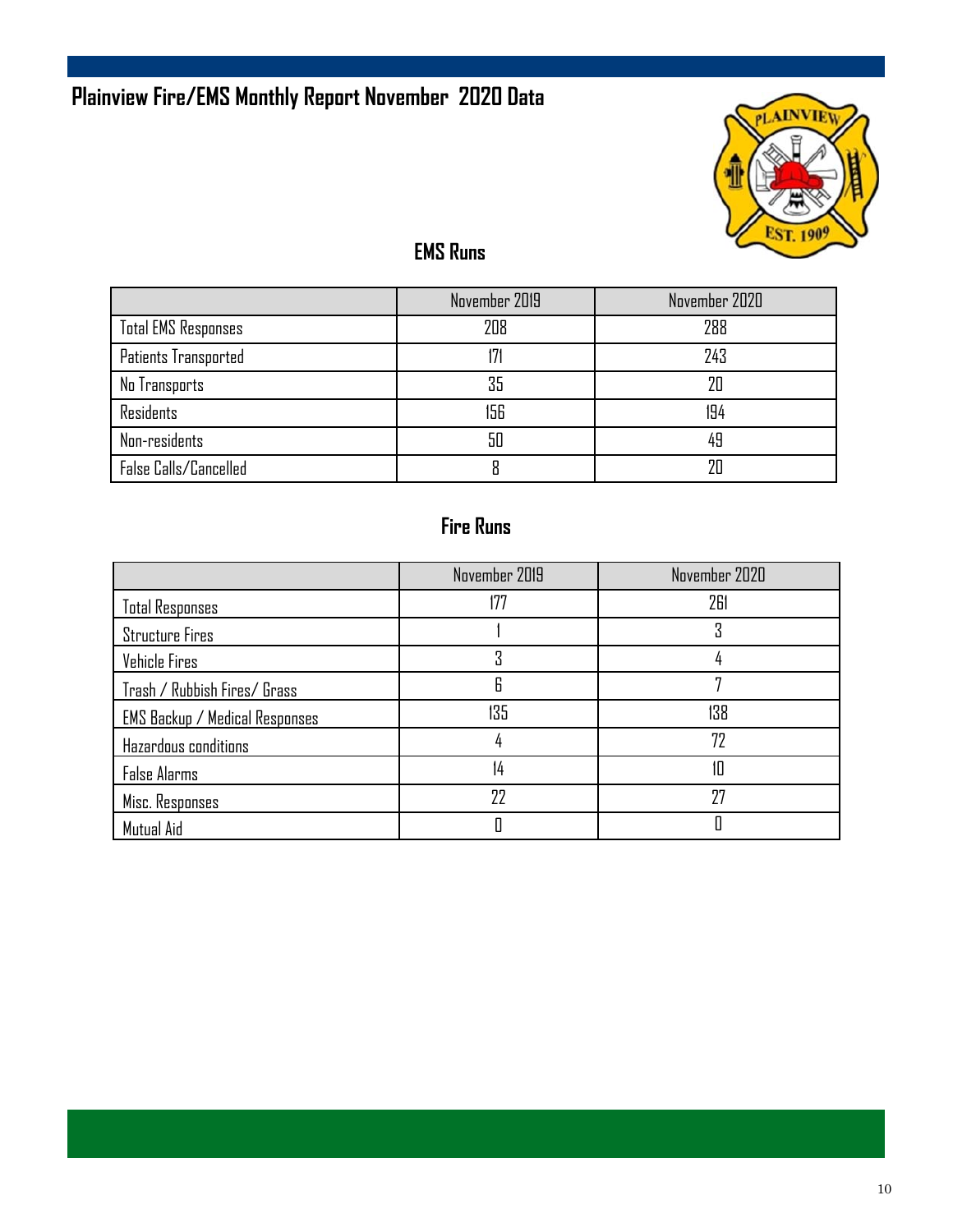# Plainview Fire/EMS Monthly Report November 2020 Data

## EMS Runs

| | November 2019 | November 2020 |
|---|---|---|
| Total EMS Responses | 208 | 288 |
| Patients Transported | 171 | 243 |
| No Transports | 35 | 20 |
| Residents | 156 | 194 |
| Non-residents | 50 | 49 |
| False Calls/Cancelled | 8 | 20 |

## Fire Runs

| | November 2019 | November 2020 |
|---|---|---|
| Total Responses | 177 | 261 |
| Structure Fires | 1 | 3 |
| Vehicle Fires | 3 | 4 |
| Trash / Rubbish Fires/ Grass | 6 | 7 |
| EMS Backup / Medical Responses | 135 | 138 |
| Hazardous conditions | 4 | 72 |
| False Alarms | 14 | 10 |
| Misc. Responses | 22 | 27 |
| Mutual Aid | 0 | 0 |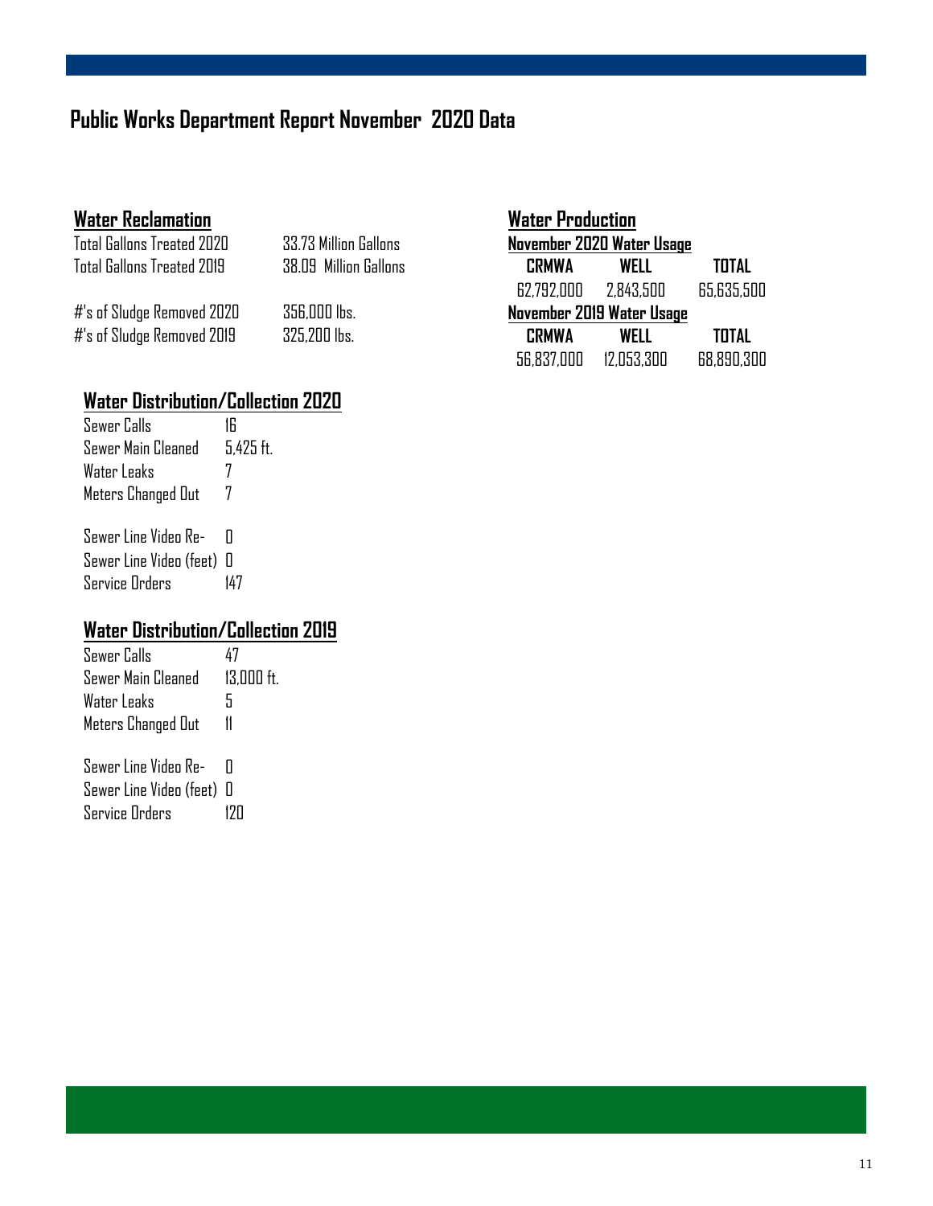# Public Works Department Report November 2020 Data

## Water Reclamation

| | |
|---|---|
| Total Gallons Treated 2020 | 33.73 Million Gallons |
| Total Gallons Treated 2019 | 38.09 Million Gallons |
| #'s of Sludge Removed 2020 | 356,000 lbs. |
| #'s of Sludge Removed 2019 | 325,200 lbs. |

## Water Production

**November 2020 Water Usage**

| CRMWA | WELL | TOTAL |
|---|---|---|
| 62,792,000 | 2,843,500 | 65,635,500 |

**November 2019 Water Usage**

| CRMWA | WELL | TOTAL |
|---|---|---|
| 56,837,000 | 12,053,300 | 68,890,300 |

## Water Distribution/Collection 2020

| | |
|---|---|
| Sewer Calls | 16 |
| Sewer Main Cleaned | 5,425 ft. |
| Water Leaks | 7 |
| Meters Changed Out | 7 |
| Sewer Line Video Re- | 0 |
| Sewer Line Video (feet) | 0 |
| Service Orders | 147 |

## Water Distribution/Collection 2019

| | |
|---|---|
| Sewer Calls | 47 |
| Sewer Main Cleaned | 13,000 ft. |
| Water Leaks | 5 |
| Meters Changed Out | 11 |
| Sewer Line Video Re- | 0 |
| Sewer Line Video (feet) | 0 |
| Service Orders | 120 |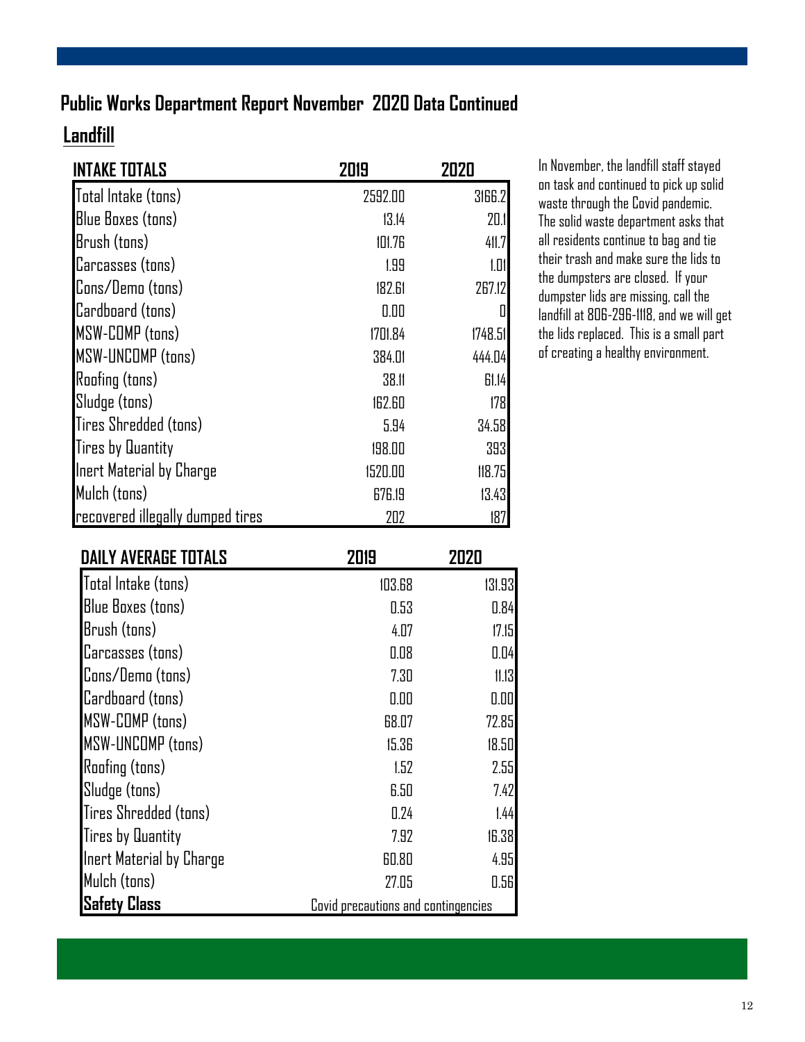## Public Works Department Report November 2020 Data Continued

### Landfill

| INTAKE TOTALS | 2019 | 2020 |
|---|---|---|
| Total Intake (tons) | 2592.00 | 3166.2 |
| Blue Boxes (tons) | 13.14 | 20.1 |
| Brush (tons) | 101.76 | 411.7 |
| Carcasses (tons) | 1.99 | 1.01 |
| Cons/Demo (tons) | 182.61 | 267.12 |
| Cardboard (tons) | 0.00 | 0 |
| MSW-COMP (tons) | 1701.84 | 1748.51 |
| MSW-UNCOMP (tons) | 384.01 | 444.04 |
| Roofing (tons) | 38.11 | 61.14 |
| Sludge (tons) | 162.60 | 178 |
| Tires Shredded (tons) | 5.94 | 34.58 |
| Tires by Quantity | 198.00 | 393 |
| Inert Material by Charge | 1520.00 | 118.75 |
| Mulch (tons) | 676.19 | 13.43 |
| recovered illegally dumped tires | 202 | 187 |

| DAILY AVERAGE TOTALS | 2019 | 2020 |
|---|---|---|
| Total Intake (tons) | 103.68 | 131.93 |
| Blue Boxes (tons) | 0.53 | 0.84 |
| Brush (tons) | 4.07 | 17.15 |
| Carcasses (tons) | 0.08 | 0.04 |
| Cons/Demo (tons) | 7.30 | 11.13 |
| Cardboard (tons) | 0.00 | 0.00 |
| MSW-COMP (tons) | 68.07 | 72.85 |
| MSW-UNCOMP (tons) | 15.36 | 18.50 |
| Roofing (tons) | 1.52 | 2.55 |
| Sludge (tons) | 6.50 | 7.42 |
| Tires Shredded (tons) | 0.24 | 1.44 |
| Tires by Quantity | 7.92 | 16.38 |
| Inert Material by Charge | 60.80 | 4.95 |
| Mulch (tons) | 27.05 | 0.56 |
| **Safety Class** | Covid precautions and contingencies | |

In November, the landfill staff stayed on task and continued to pick up solid waste through the Covid pandemic. The solid waste department asks that all residents continue to bag and tie their trash and make sure the lids to the dumpsters are closed. If your dumpster lids are missing, call the landfill at 806-296-1118, and we will get the lids replaced. This is a small part of creating a healthy environment.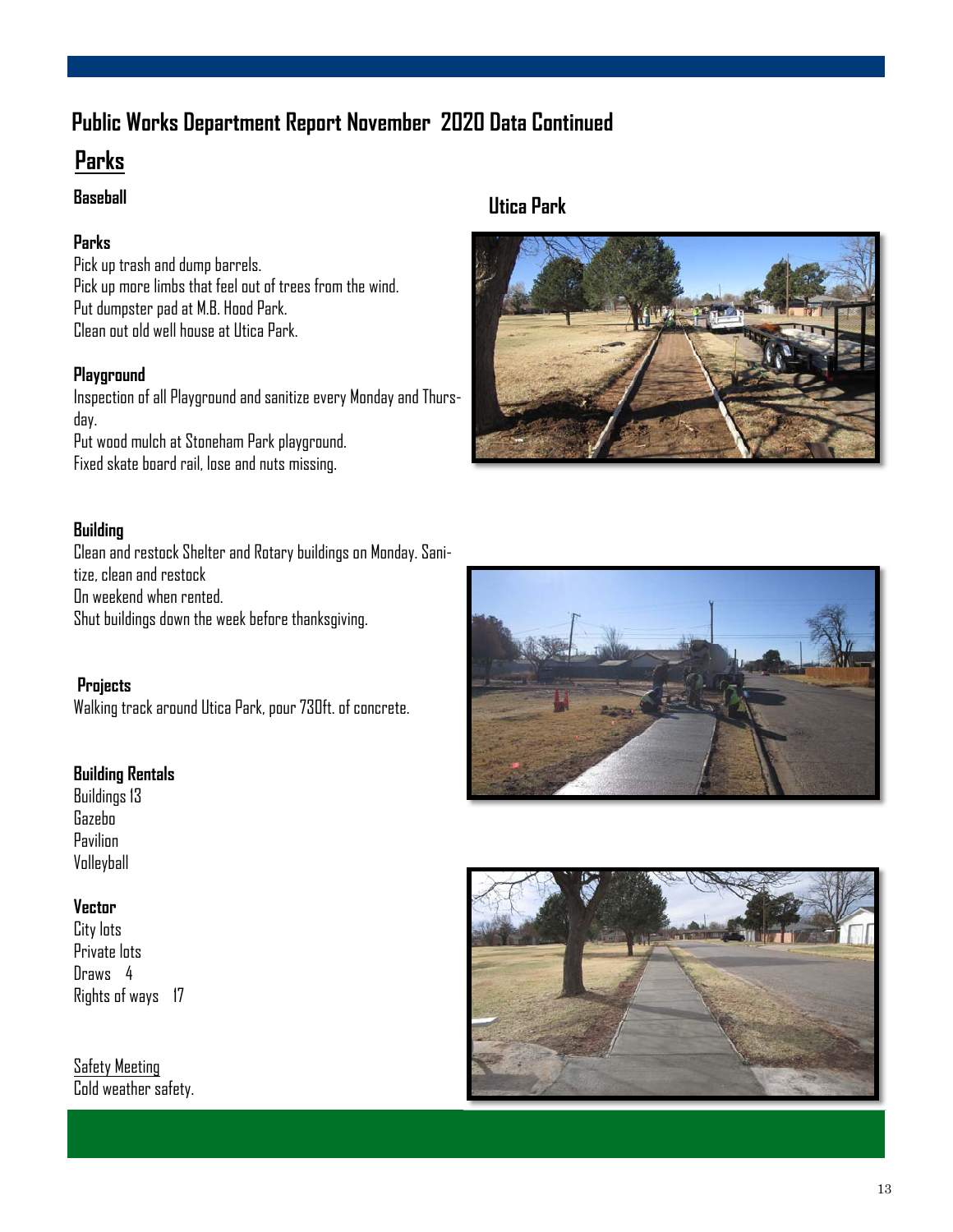# Public Works Department Report November 2020 Data Continued

## Parks

### Baseball

### Parks

Pick up trash and dump barrels.
Pick up more limbs that feel out of trees from the wind.
Put dumpster pad at M.B. Hood Park.
Clean out old well house at Utica Park.

### Playground

Inspection of all Playground and sanitize every Monday and Thursday.
Put wood mulch at Stoneham Park playground.
Fixed skate board rail, lose and nuts missing.

### Building

Clean and restock Shelter and Rotary buildings on Monday. Sanitize, clean and restock
On weekend when rented.
Shut buildings down the week before thanksgiving.

### Projects

Walking track around Utica Park, pour 730ft. of concrete.

### Building Rentals

Buildings 13
Gazebo
Pavilion
Volleyball

### Vector

City lots
Private lots
Draws 4
Rights of ways 17

Safety Meeting
Cold weather safety.

### Utica Park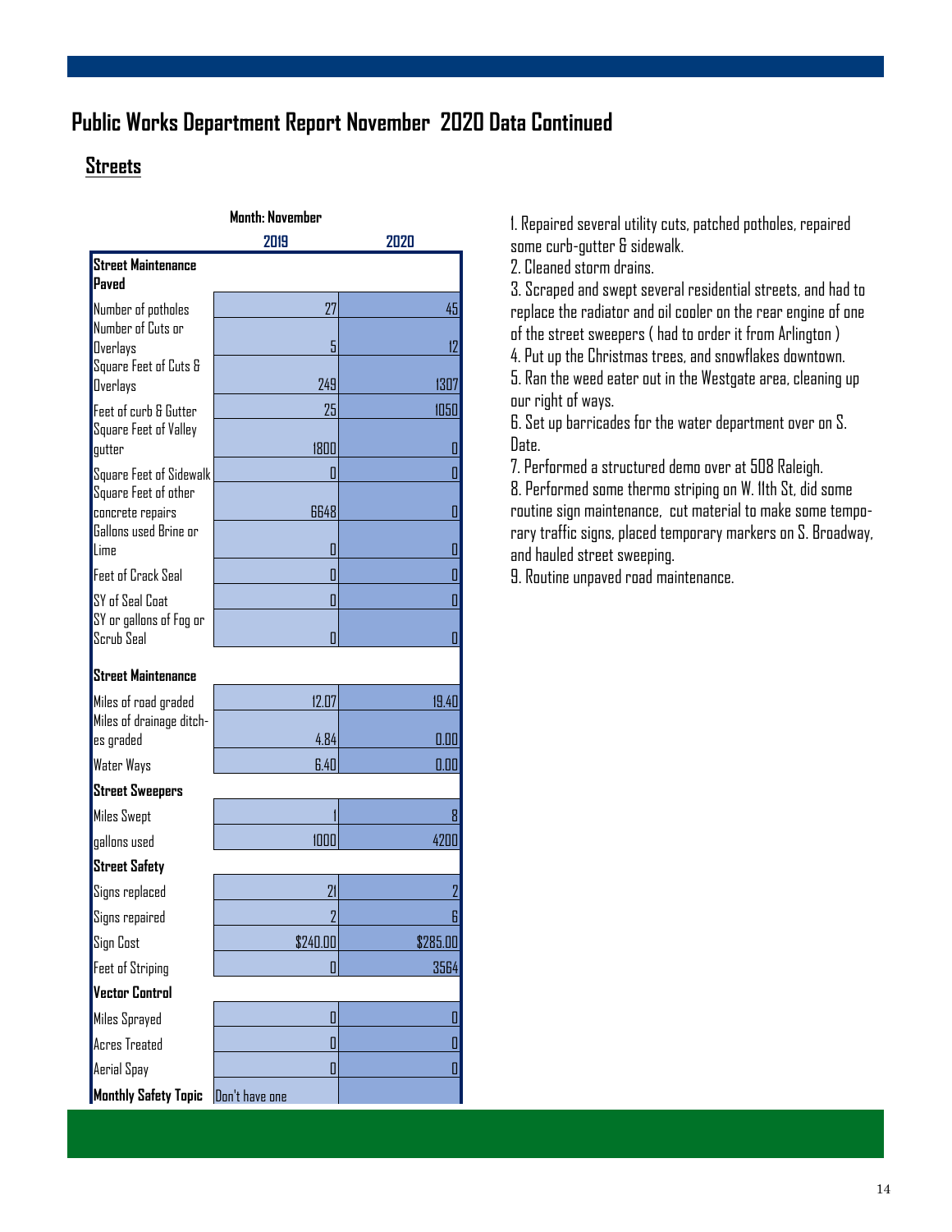# Public Works Department Report November 2020 Data Continued

## Streets

| Month: November | 2019 | 2020 |
|---|---|---|
| **Street Maintenance Paved** | | |
| Number of potholes | 27 | 45 |
| Number of Cuts or Overlays | 5 | 12 |
| Square Feet of Cuts & Overlays | 249 | 1307 |
| Feet of curb & Gutter | 25 | 1050 |
| Square Feet of Valley gutter | 1800 | 0 |
| Square Feet of Sidewalk | 0 | 0 |
| Square Feet of other concrete repairs | 6648 | 0 |
| Gallons used Brine or Lime | 0 | 0 |
| Feet of Crack Seal | 0 | 0 |
| SY of Seal Coat | 0 | 0 |
| SY or gallons of Fog or Scrub Seal | 0 | 0 |
| **Street Maintenance** | | |
| Miles of road graded | 12.07 | 19.40 |
| Miles of drainage ditches graded | 4.84 | 0.00 |
| Water Ways | 6.40 | 0.00 |
| **Street Sweepers** | | |
| Miles Swept | 1 | 8 |
| gallons used | 1000 | 4200 |
| **Street Safety** | | |
| Signs replaced | 21 | 2 |
| Signs repaired | 2 | 6 |
| Sign Cost | $240.00 | $285.00 |
| Feet of Striping | 0 | 3564 |
| **Vector Control** | | |
| Miles Sprayed | 0 | 0 |
| Acres Treated | 0 | 0 |
| Aerial Spay | 0 | 0 |
| **Monthly Safety Topic** | Don't have one | |

1. Repaired several utility cuts, patched potholes, repaired some curb-gutter & sidewalk.
2. Cleaned storm drains.
3. Scraped and swept several residential streets, and had to replace the radiator and oil cooler on the rear engine of one of the street sweepers ( had to order it from Arlington )
4. Put up the Christmas trees, and snowflakes downtown.
5. Ran the weed eater out in the Westgate area, cleaning up our right of ways.
6. Set up barricades for the water department over on S. Date.
7. Performed a structured demo over at 508 Raleigh.
8. Performed some thermo striping on W. 11th St, did some routine sign maintenance, cut material to make some temporary traffic signs, placed temporary markers on S. Broadway, and hauled street sweeping.
9. Routine unpaved road maintenance.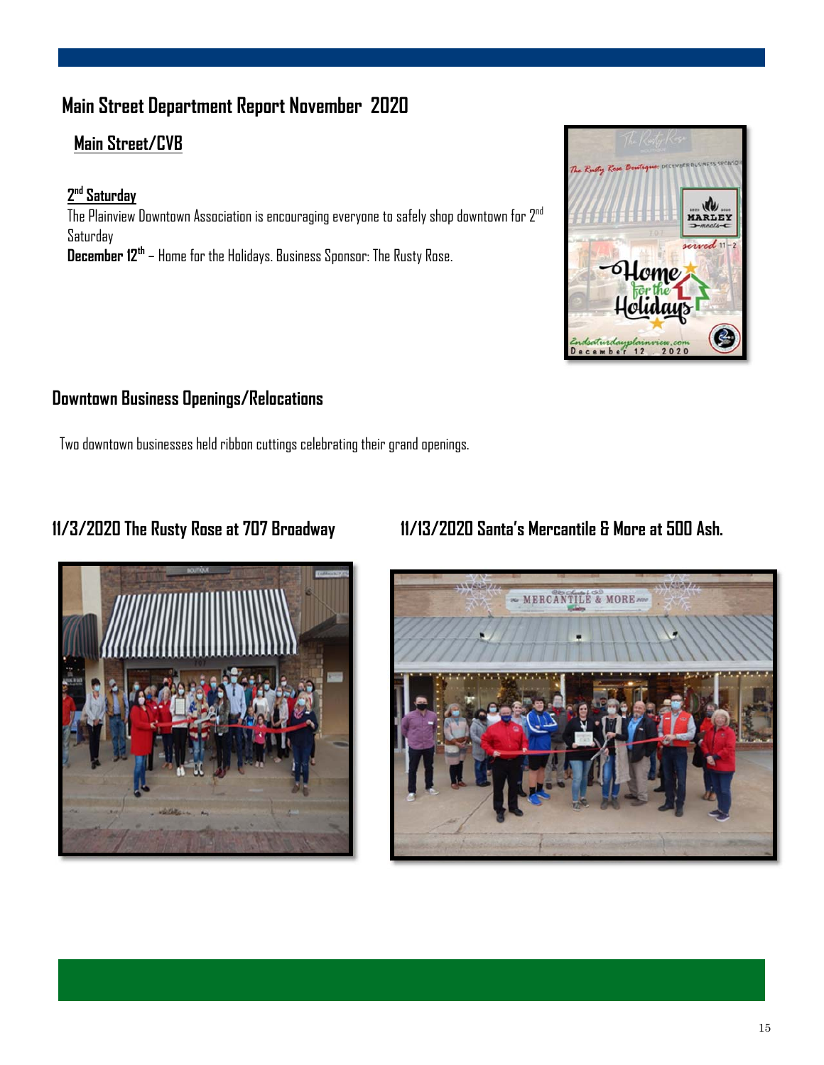# Main Street Department Report November 2020

## Main Street/CVB

### 2nd Saturday

The Plainview Downtown Association is encouraging everyone to safely shop downtown for 2nd Saturday

**December 12th** – Home for the Holidays. Business Sponsor: The Rusty Rose.

## Downtown Business Openings/Relocations

Two downtown businesses held ribbon cuttings celebrating their grand openings.

### 11/3/2020 The Rusty Rose at 707 Broadway

### 11/13/2020 Santa's Mercantile & More at 500 Ash.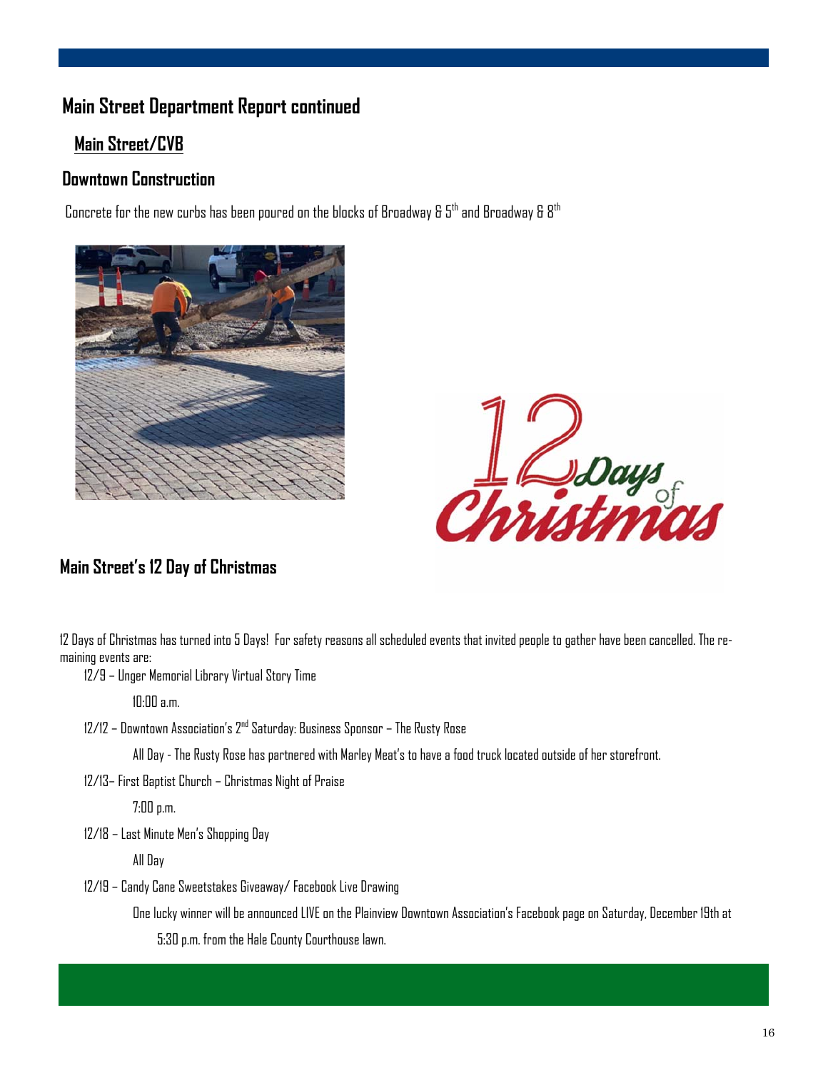## Main Street Department Report continued

### Main Street/CVB

### Downtown Construction

Concrete for the new curbs has been poured on the blocks of Broadway & 5th and Broadway & 8th

### Main Street's 12 Day of Christmas

12 Days of Christmas has turned into 5 Days! For safety reasons all scheduled events that invited people to gather have been cancelled. The remaining events are:

- 12/9 – Unger Memorial Library Virtual Story Time
  - 10:00 a.m.
- 12/12 – Downtown Association's 2nd Saturday: Business Sponsor – The Rusty Rose
  - All Day - The Rusty Rose has partnered with Marley Meat's to have a food truck located outside of her storefront.
- 12/13– First Baptist Church – Christmas Night of Praise
  - 7:00 p.m.
- 12/18 – Last Minute Men's Shopping Day
  - All Day
- 12/19 – Candy Cane Sweetstakes Giveaway/ Facebook Live Drawing
  - One lucky winner will be announced LIVE on the Plainview Downtown Association's Facebook page on Saturday, December 19th at 5:30 p.m. from the Hale County Courthouse lawn.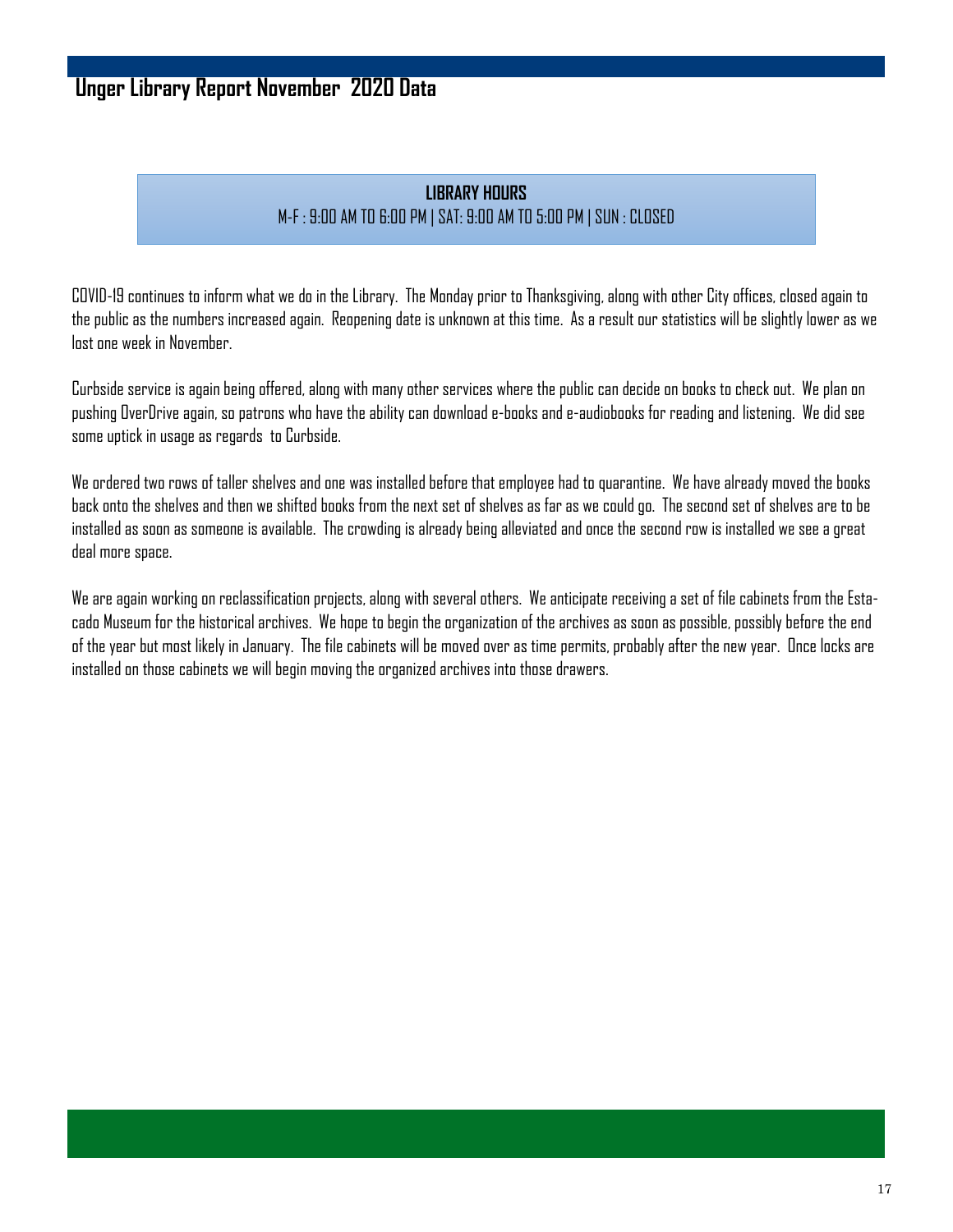# Unger Library Report November 2020 Data

**LIBRARY HOURS**

M-F : 9:00 AM TO 6:00 PM | SAT: 9:00 AM TO 5:00 PM | SUN : CLOSED

COVID-19 continues to inform what we do in the Library. The Monday prior to Thanksgiving, along with other City offices, closed again to the public as the numbers increased again. Reopening date is unknown at this time. As a result our statistics will be slightly lower as we lost one week in November.

Curbside service is again being offered, along with many other services where the public can decide on books to check out. We plan on pushing OverDrive again, so patrons who have the ability can download e-books and e-audiobooks for reading and listening. We did see some uptick in usage as regards to Curbside.

We ordered two rows of taller shelves and one was installed before that employee had to quarantine. We have already moved the books back onto the shelves and then we shifted books from the next set of shelves as far as we could go. The second set of shelves are to be installed as soon as someone is available. The crowding is already being alleviated and once the second row is installed we see a great deal more space.

We are again working on reclassification projects, along with several others. We anticipate receiving a set of file cabinets from the Estacado Museum for the historical archives. We hope to begin the organization of the archives as soon as possible, possibly before the end of the year but most likely in January. The file cabinets will be moved over as time permits, probably after the new year. Once locks are installed on those cabinets we will begin moving the organized archives into those drawers.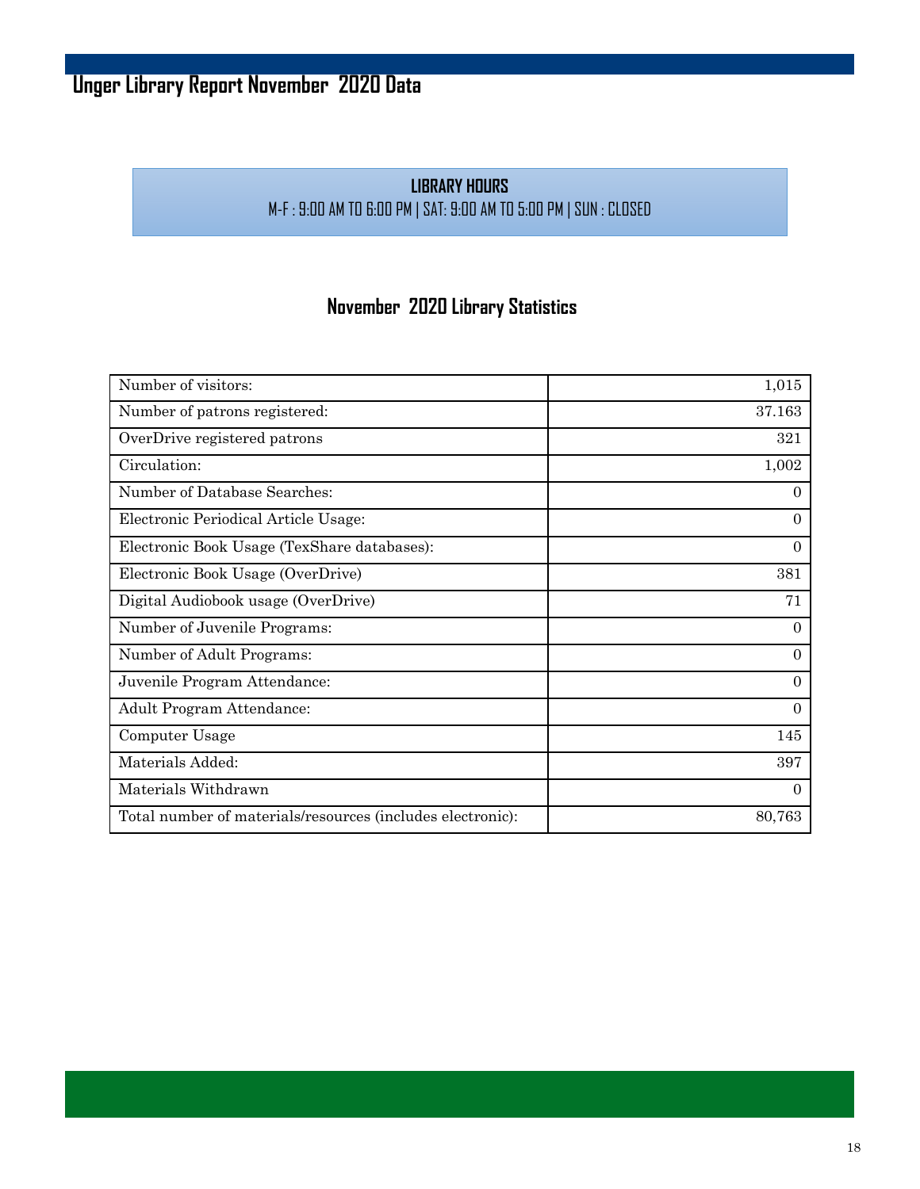# Unger Library Report November 2020 Data

**LIBRARY HOURS**

M-F : 9:00 AM TO 6:00 PM | SAT: 9:00 AM TO 5:00 PM | SUN : CLOSED

## November 2020 Library Statistics

| | |
|---|---|
| Number of visitors: | 1,015 |
| Number of patrons registered: | 37.163 |
| OverDrive registered patrons | 321 |
| Circulation: | 1,002 |
| Number of Database Searches: | 0 |
| Electronic Periodical Article Usage: | 0 |
| Electronic Book Usage (TexShare databases): | 0 |
| Electronic Book Usage (OverDrive) | 381 |
| Digital Audiobook usage (OverDrive) | 71 |
| Number of Juvenile Programs: | 0 |
| Number of Adult Programs: | 0 |
| Juvenile Program Attendance: | 0 |
| Adult Program Attendance: | 0 |
| Computer Usage | 145 |
| Materials Added: | 397 |
| Materials Withdrawn | 0 |
| Total number of materials/resources (includes electronic): | 80,763 |